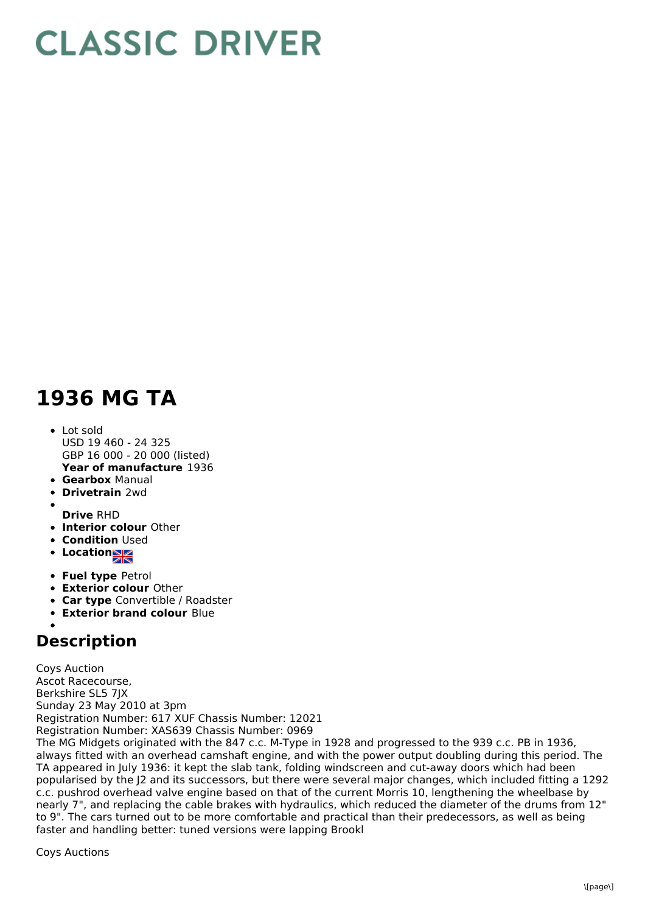# CLASSIC DRIVER

# 1936 MG TA

- Lot sold
  USD 19 460 - 24 325
  GBP 16 000 - 20 000 (listed)
  **Year of manufacture** 1936
- **Gearbox** Manual
- **Drivetrain** 2wd
- 
  **Drive** RHD
- **Interior colour** Other
- **Condition** Used
- **Location**
- **Fuel type** Petrol
- **Exterior colour** Other
- **Car type** Convertible / Roadster
- **Exterior brand colour** Blue
- 

## Description

Coys Auction
Ascot Racecourse,
Berkshire SL5 7JX
Sunday 23 May 2010 at 3pm
Registration Number: 617 XUF Chassis Number: 12021
Registration Number: XAS639 Chassis Number: 0969
The MG Midgets originated with the 847 c.c. M-Type in 1928 and progressed to the 939 c.c. PB in 1936, always fitted with an overhead camshaft engine, and with the power output doubling during this period. The TA appeared in July 1936: it kept the slab tank, folding windscreen and cut-away doors which had been popularised by the J2 and its successors, but there were several major changes, which included fitting a 1292 c.c. pushrod overhead valve engine based on that of the current Morris 10, lengthening the wheelbase by nearly 7", and replacing the cable brakes with hydraulics, which reduced the diameter of the drums from 12" to 9". The cars turned out to be more comfortable and practical than their predecessors, as well as being faster and handling better: tuned versions were lapping Brookl

Coys Auctions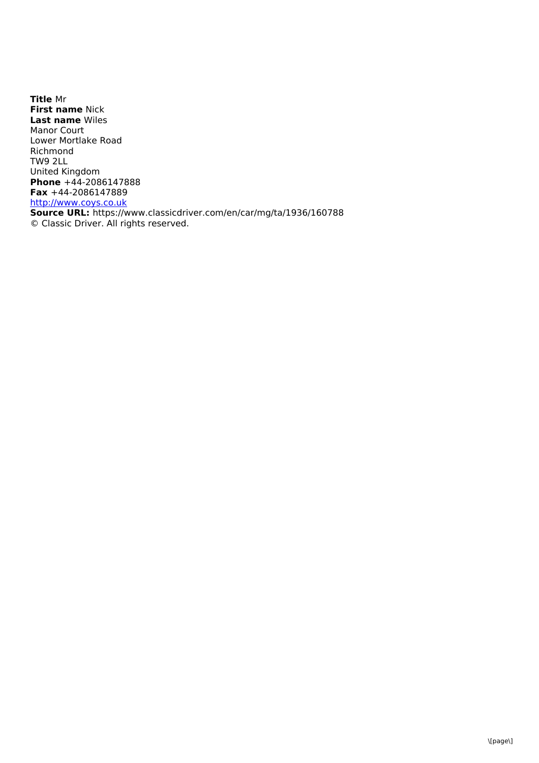**Title** Mr  
**First name** Nick  
**Last name** Wiles  
Manor Court  
Lower Mortlake Road  
Richmond  
TW9 2LL  
United Kingdom  
**Phone** +44-2086147888  
**Fax** +44-2086147889  
[http://www.coys.co.uk](http://www.coys.co.uk)  
**Source URL:** https://www.classicdriver.com/en/car/mg/ta/1936/160788  
© Classic Driver. All rights reserved.